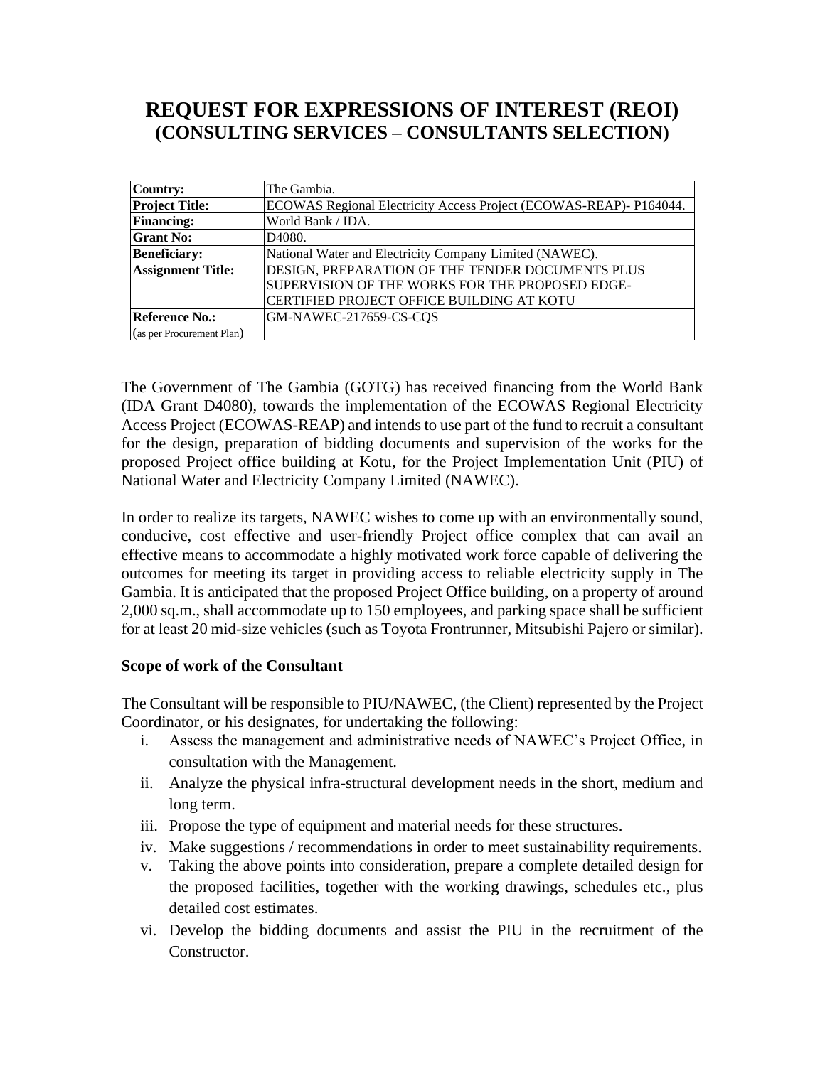# REQUEST FOR EXPRESSIONS OF INTEREST (REOI)
## (CONSULTING SERVICES – CONSULTANTS SELECTION)

| **Country:** | The Gambia. |
|---|---|
| **Project Title:** | ECOWAS Regional Electricity Access Project (ECOWAS-REAP)- P164044. |
| **Financing:** | World Bank / IDA. |
| **Grant No:** | D4080. |
| **Beneficiary:** | National Water and Electricity Company Limited (NAWEC). |
| **Assignment Title:** | DESIGN, PREPARATION OF THE TENDER DOCUMENTS PLUS SUPERVISION OF THE WORKS FOR THE PROPOSED EDGE-CERTIFIED PROJECT OFFICE BUILDING AT KOTU |
| **Reference No.:** (as per Procurement Plan) | GM-NAWEC-217659-CS-CQS |

The Government of The Gambia (GOTG) has received financing from the World Bank (IDA Grant D4080), towards the implementation of the ECOWAS Regional Electricity Access Project (ECOWAS-REAP) and intends to use part of the fund to recruit a consultant for the design, preparation of bidding documents and supervision of the works for the proposed Project office building at Kotu, for the Project Implementation Unit (PIU) of National Water and Electricity Company Limited (NAWEC).

In order to realize its targets, NAWEC wishes to come up with an environmentally sound, conducive, cost effective and user-friendly Project office complex that can avail an effective means to accommodate a highly motivated work force capable of delivering the outcomes for meeting its target in providing access to reliable electricity supply in The Gambia. It is anticipated that the proposed Project Office building, on a property of around 2,000 sq.m., shall accommodate up to 150 employees, and parking space shall be sufficient for at least 20 mid-size vehicles (such as Toyota Frontrunner, Mitsubishi Pajero or similar).

**Scope of work of the Consultant**

The Consultant will be responsible to PIU/NAWEC, (the Client) represented by the Project Coordinator, or his designates, for undertaking the following:

i. Assess the management and administrative needs of NAWEC's Project Office, in consultation with the Management.
ii. Analyze the physical infra-structural development needs in the short, medium and long term.
iii. Propose the type of equipment and material needs for these structures.
iv. Make suggestions / recommendations in order to meet sustainability requirements.
v. Taking the above points into consideration, prepare a complete detailed design for the proposed facilities, together with the working drawings, schedules etc., plus detailed cost estimates.
vi. Develop the bidding documents and assist the PIU in the recruitment of the Constructor.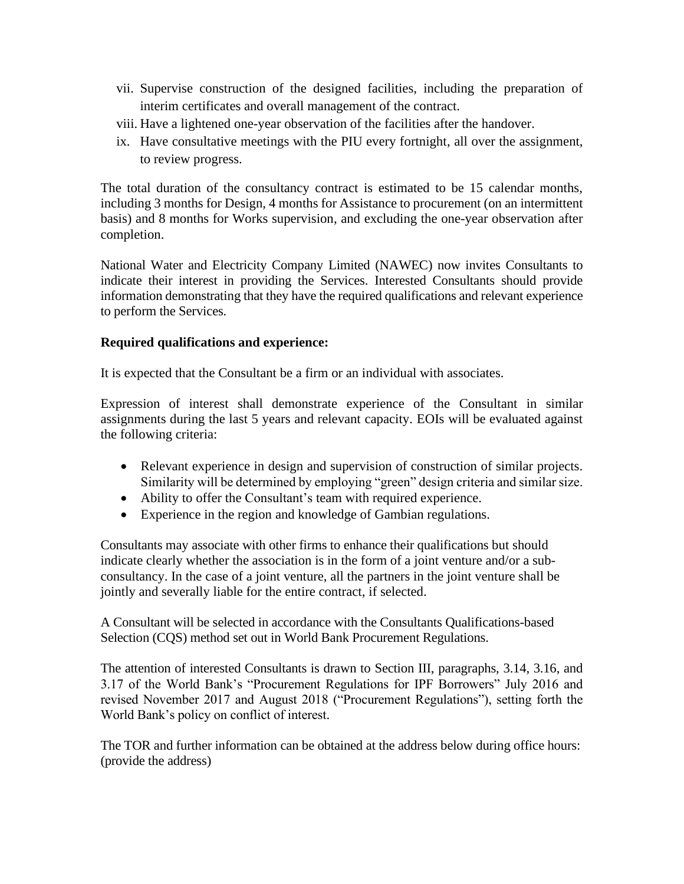vii. Supervise construction of the designed facilities, including the preparation of interim certificates and overall management of the contract.
viii. Have a lightened one-year observation of the facilities after the handover.
ix. Have consultative meetings with the PIU every fortnight, all over the assignment, to review progress.

The total duration of the consultancy contract is estimated to be 15 calendar months, including 3 months for Design, 4 months for Assistance to procurement (on an intermittent basis) and 8 months for Works supervision, and excluding the one-year observation after completion.

National Water and Electricity Company Limited (NAWEC) now invites Consultants to indicate their interest in providing the Services. Interested Consultants should provide information demonstrating that they have the required qualifications and relevant experience to perform the Services.

**Required qualifications and experience:**

It is expected that the Consultant be a firm or an individual with associates.

Expression of interest shall demonstrate experience of the Consultant in similar assignments during the last 5 years and relevant capacity. EOIs will be evaluated against the following criteria:

- Relevant experience in design and supervision of construction of similar projects. Similarity will be determined by employing "green" design criteria and similar size.
- Ability to offer the Consultant's team with required experience.
- Experience in the region and knowledge of Gambian regulations.

Consultants may associate with other firms to enhance their qualifications but should indicate clearly whether the association is in the form of a joint venture and/or a sub-consultancy. In the case of a joint venture, all the partners in the joint venture shall be jointly and severally liable for the entire contract, if selected.

A Consultant will be selected in accordance with the Consultants Qualifications-based Selection (CQS) method set out in World Bank Procurement Regulations.

The attention of interested Consultants is drawn to Section III, paragraphs, 3.14, 3.16, and 3.17 of the World Bank's "Procurement Regulations for IPF Borrowers" July 2016 and revised November 2017 and August 2018 ("Procurement Regulations"), setting forth the World Bank's policy on conflict of interest.

The TOR and further information can be obtained at the address below during office hours: (provide the address)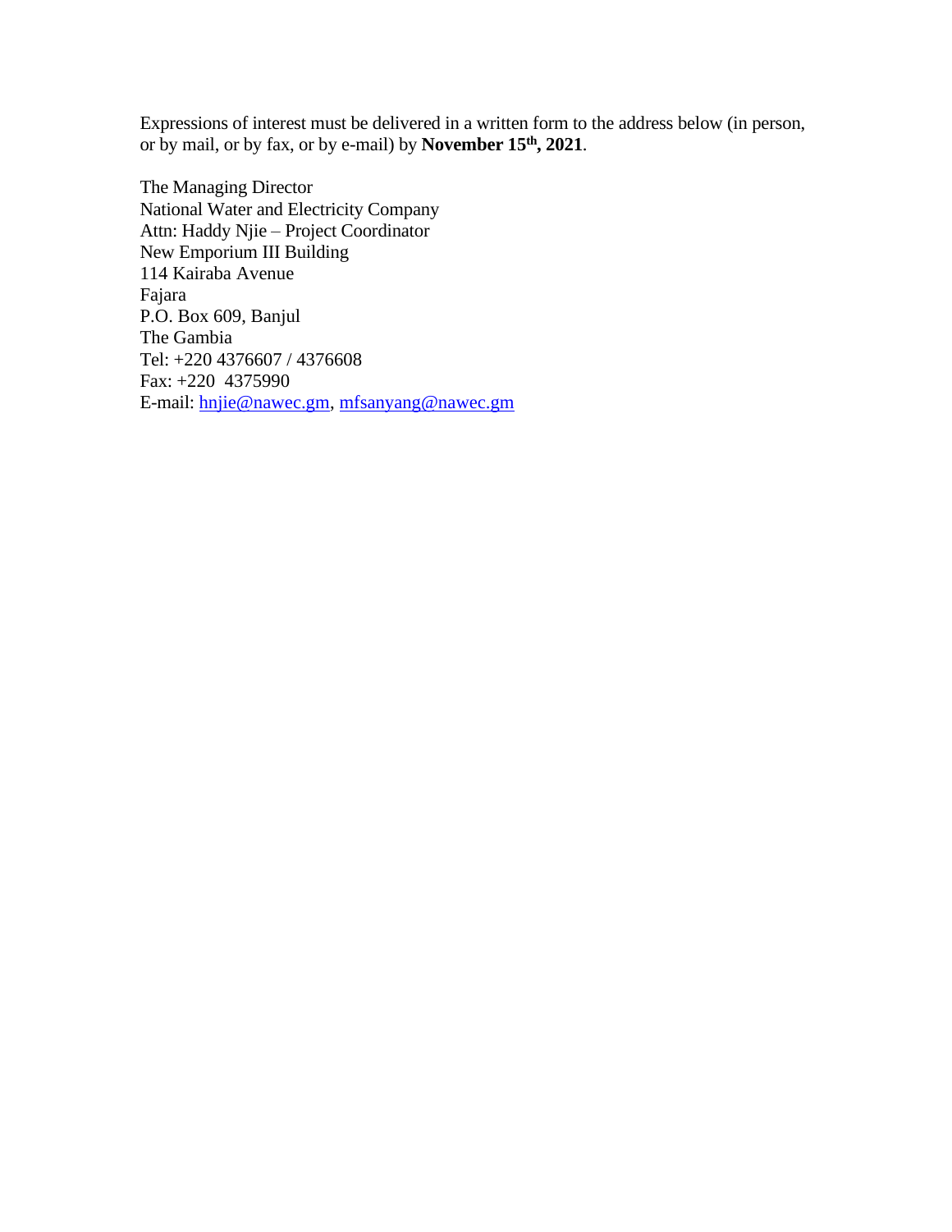Expressions of interest must be delivered in a written form to the address below (in person, or by mail, or by fax, or by e-mail) by **November 15th, 2021**.

The Managing Director  
National Water and Electricity Company  
Attn: Haddy Njie – Project Coordinator  
New Emporium III Building  
114 Kairaba Avenue  
Fajara  
P.O. Box 609, Banjul  
The Gambia  
Tel: +220 4376607 / 4376608  
Fax: +220  4375990  
E-mail: hnjie@nawec.gm, mfsanyang@nawec.gm